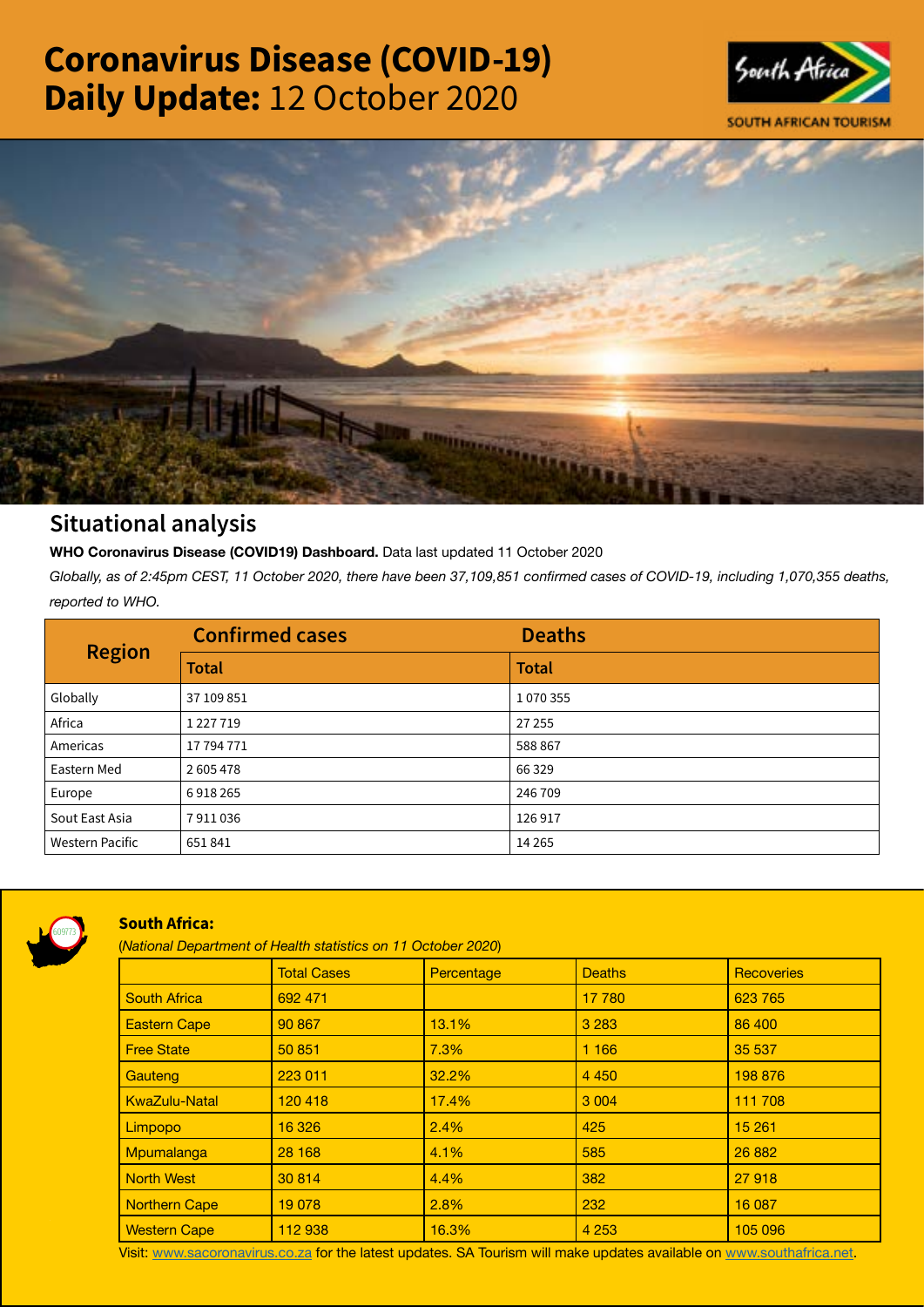# Coronavirus Disease (COVID-19) Daily Update: 12 October 2020

SOUTH AFRICAN TOURISM

## Situational analysis

**WHO Coronavirus Disease (COVID19) Dashboard.** Data last updated 11 October 2020

*Globally, as of 2:45pm CEST, 11 October 2020, there have been 37,109,851 confirmed cases of COVID-19, including 1,070,355 deaths, reported to WHO.*

| Region | Confirmed cases | Deaths |
|---|---|---|
| | Total | Total |
| Globally | 37 109 851 | 1 070 355 |
| Africa | 1 227 719 | 27 255 |
| Americas | 17 794 771 | 588 867 |
| Eastern Med | 2 605 478 | 66 329 |
| Europe | 6 918 265 | 246 709 |
| Sout East Asia | 7 911 036 | 126 917 |
| Western Pacific | 651 841 | 14 265 |

### South Africa:

(*National Department of Health statistics on 11 October 2020*)

| | Total Cases | Percentage | Deaths | Recoveries |
|---|---|---|---|---|
| South Africa | 692 471 | | 17 780 | 623 765 |
| Eastern Cape | 90 867 | 13.1% | 3 283 | 86 400 |
| Free State | 50 851 | 7.3% | 1 166 | 35 537 |
| Gauteng | 223 011 | 32.2% | 4 450 | 198 876 |
| KwaZulu-Natal | 120 418 | 17.4% | 3 004 | 111 708 |
| Limpopo | 16 326 | 2.4% | 425 | 15 261 |
| Mpumalanga | 28 168 | 4.1% | 585 | 26 882 |
| North West | 30 814 | 4.4% | 382 | 27 918 |
| Northern Cape | 19 078 | 2.8% | 232 | 16 087 |
| Western Cape | 112 938 | 16.3% | 4 253 | 105 096 |

Visit: www.sacoronavirus.co.za for the latest updates. SA Tourism will make updates available on www.southafrica.net.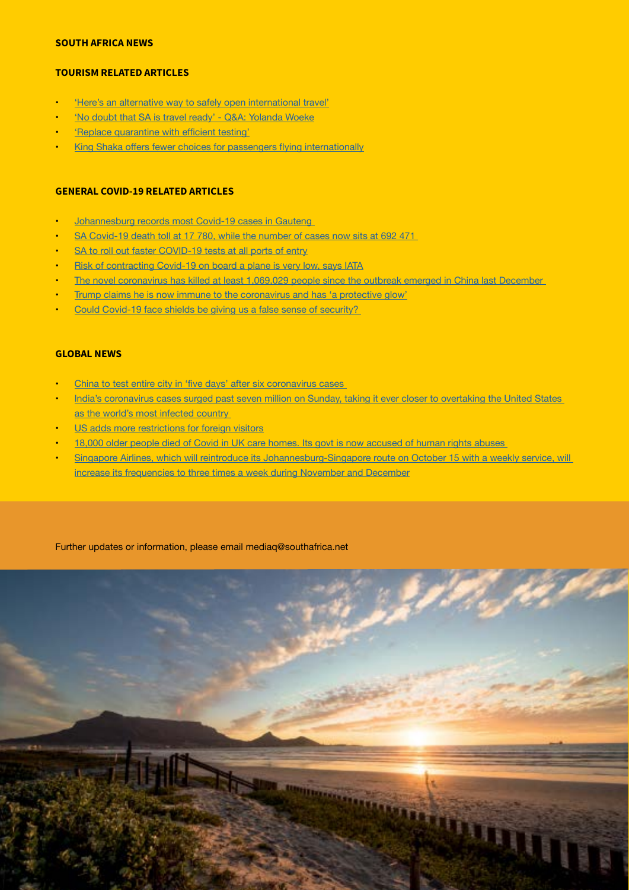**SOUTH AFRICA NEWS**

**TOURISM RELATED ARTICLES**

- 'Here's an alternative way to safely open international travel'
- 'No doubt that SA is travel ready' - Q&A: Yolanda Woeke
- 'Replace quarantine with efficient testing'
- King Shaka offers fewer choices for passengers flying internationally

**GENERAL COVID-19 RELATED ARTICLES**

- Johannesburg records most Covid-19 cases in Gauteng
- SA Covid-19 death toll at 17 780, while the number of cases now sits at 692 471
- SA to roll out faster COVID-19 tests at all ports of entry
- Risk of contracting Covid-19 on board a plane is very low, says IATA
- The novel coronavirus has killed at least 1,069,029 people since the outbreak emerged in China last December
- Trump claims he is now immune to the coronavirus and has 'a protective glow'
- Could Covid-19 face shields be giving us a false sense of security?

**GLOBAL NEWS**

- China to test entire city in 'five days' after six coronavirus cases
- India's coronavirus cases surged past seven million on Sunday, taking it ever closer to overtaking the United States as the world's most infected country
- US adds more restrictions for foreign visitors
- 18,000 older people died of Covid in UK care homes. Its govt is now accused of human rights abuses
- Singapore Airlines, which will reintroduce its Johannesburg-Singapore route on October 15 with a weekly service, will increase its frequencies to three times a week during November and December

Further updates or information, please email mediaq@southafrica.net